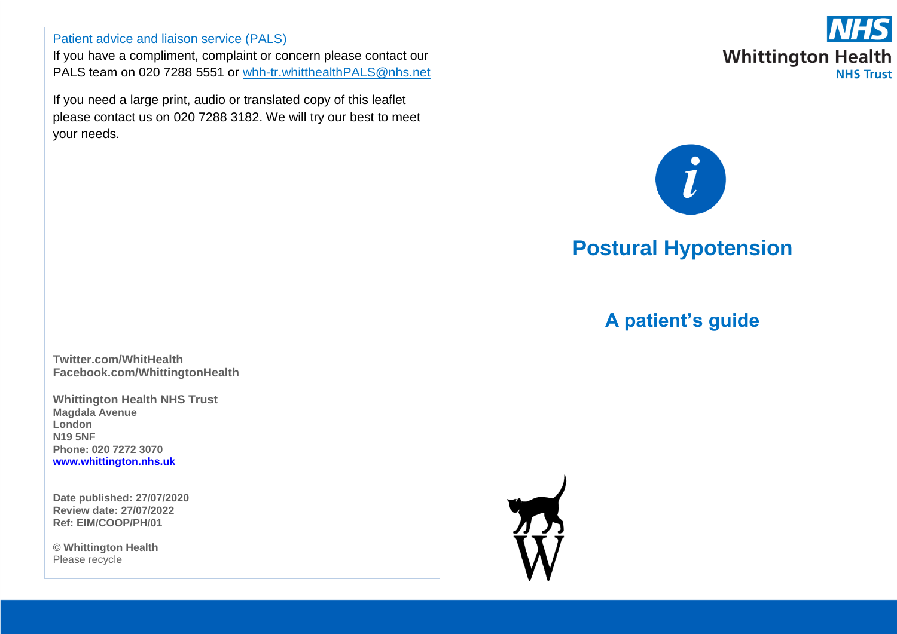Patient advice and liaison service (PALS)

If you have a compliment, complaint or concern please contact our PALS team on 020 7288 5551 or whh-tr.whitthealthPALS@nhs.net

If you need a large print, audio or translated copy of this leaflet please contact us on 020 7288 3182. We will try our best to meet your needs.

**Twitter.com/WhitHealth**
**Facebook.com/WhittingtonHealth**

**Whittington Health NHS Trust**
**Magdala Avenue**
**London**
**N19 5NF**
**Phone: 020 7272 3070**
**www.whittington.nhs.uk**

**Date published: 27/07/2020**
**Review date: 27/07/2022**
**Ref: EIM/COOP/PH/01**

**© Whittington Health**
Please recycle

NHS Whittington Health NHS Trust

# Postural Hypotension

## A patient's guide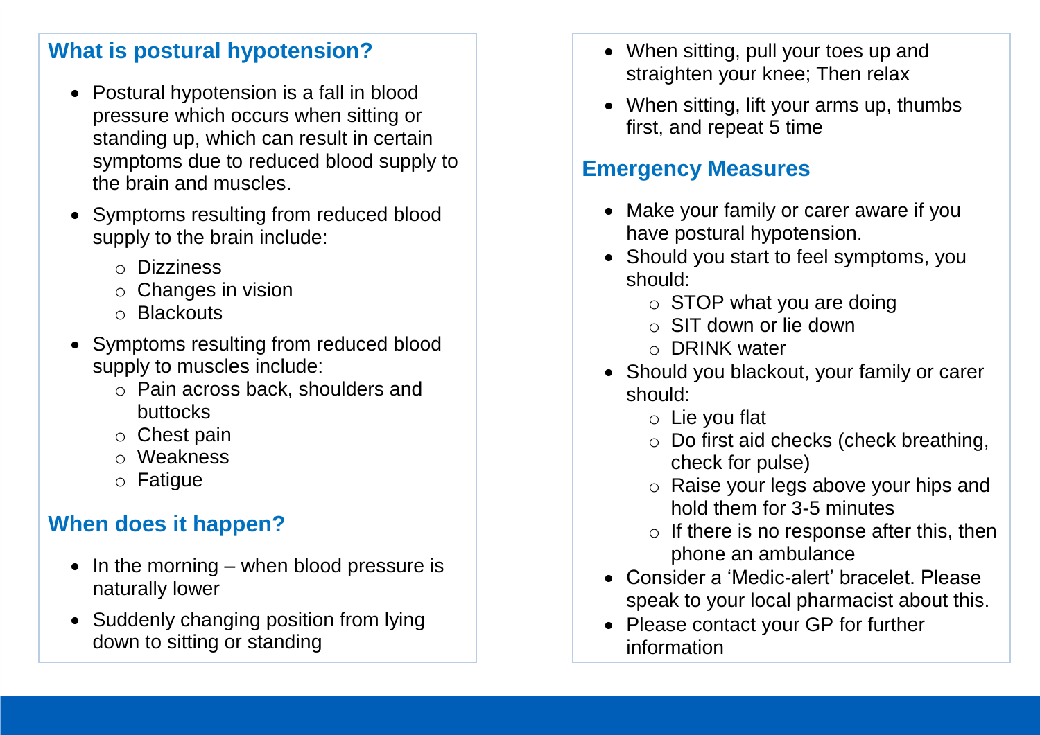## What is postural hypotension?

- Postural hypotension is a fall in blood pressure which occurs when sitting or standing up, which can result in certain symptoms due to reduced blood supply to the brain and muscles.
- Symptoms resulting from reduced blood supply to the brain include:
  - Dizziness
  - Changes in vision
  - Blackouts
- Symptoms resulting from reduced blood supply to muscles include:
  - Pain across back, shoulders and buttocks
  - Chest pain
  - Weakness
  - Fatigue

## When does it happen?

- In the morning – when blood pressure is naturally lower
- Suddenly changing position from lying down to sitting or standing

- When sitting, pull your toes up and straighten your knee; Then relax
- When sitting, lift your arms up, thumbs first, and repeat 5 time

## Emergency Measures

- Make your family or carer aware if you have postural hypotension.
- Should you start to feel symptoms, you should:
  - STOP what you are doing
  - SIT down or lie down
  - DRINK water
- Should you blackout, your family or carer should:
  - Lie you flat
  - Do first aid checks (check breathing, check for pulse)
  - Raise your legs above your hips and hold them for 3-5 minutes
  - If there is no response after this, then phone an ambulance
- Consider a 'Medic-alert' bracelet. Please speak to your local pharmacist about this.
- Please contact your GP for further information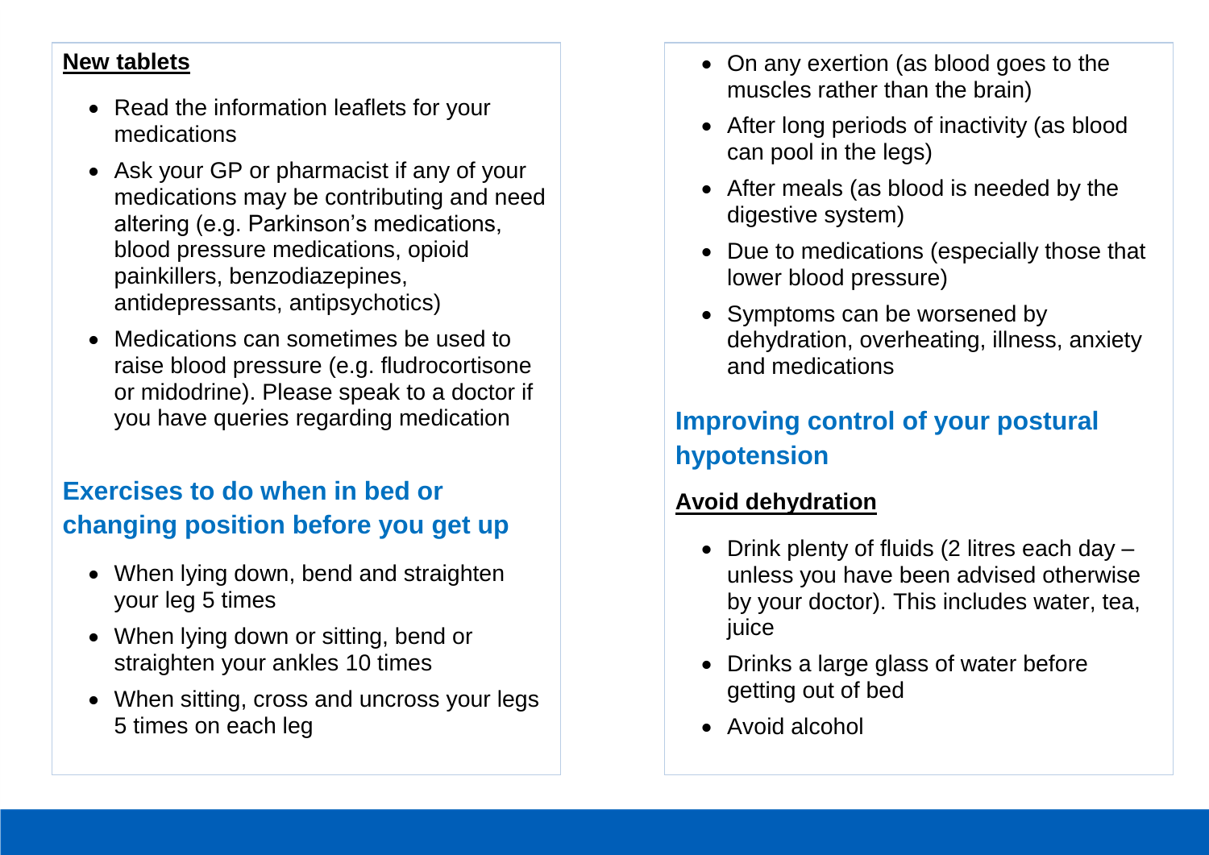**New tablets**

- Read the information leaflets for your medications
- Ask your GP or pharmacist if any of your medications may be contributing and need altering (e.g. Parkinson's medications, blood pressure medications, opioid painkillers, benzodiazepines, antidepressants, antipsychotics)
- Medications can sometimes be used to raise blood pressure (e.g. fludrocortisone or midodrine). Please speak to a doctor if you have queries regarding medication

## Exercises to do when in bed or changing position before you get up

- When lying down, bend and straighten your leg 5 times
- When lying down or sitting, bend or straighten your ankles 10 times
- When sitting, cross and uncross your legs 5 times on each leg

- On any exertion (as blood goes to the muscles rather than the brain)
- After long periods of inactivity (as blood can pool in the legs)
- After meals (as blood is needed by the digestive system)
- Due to medications (especially those that lower blood pressure)
- Symptoms can be worsened by dehydration, overheating, illness, anxiety and medications

## Improving control of your postural hypotension

**Avoid dehydration**

- Drink plenty of fluids (2 litres each day – unless you have been advised otherwise by your doctor). This includes water, tea, juice
- Drinks a large glass of water before getting out of bed
- Avoid alcohol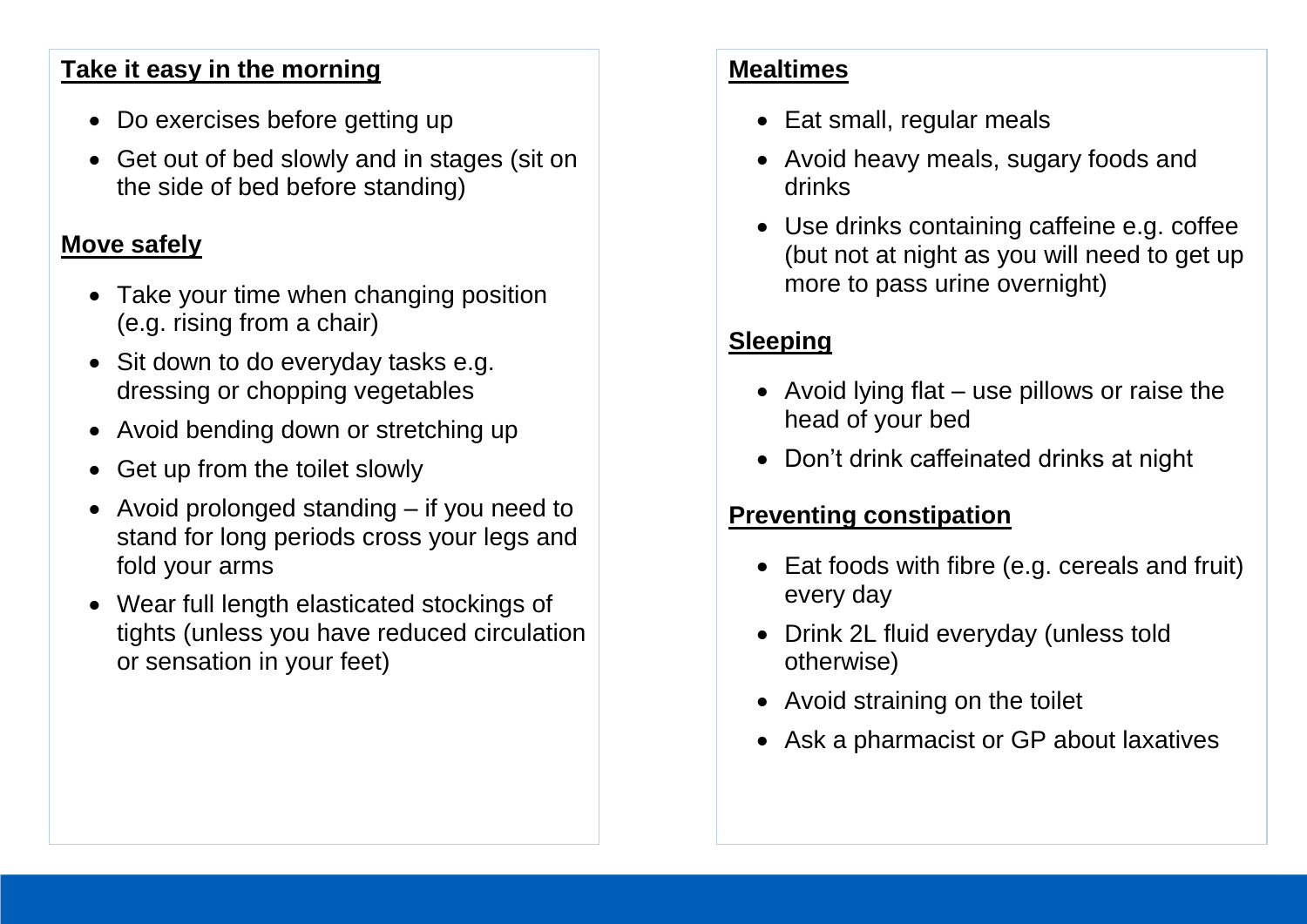**Take it easy in the morning**

- Do exercises before getting up
- Get out of bed slowly and in stages (sit on the side of bed before standing)

**Move safely**

- Take your time when changing position (e.g. rising from a chair)
- Sit down to do everyday tasks e.g. dressing or chopping vegetables
- Avoid bending down or stretching up
- Get up from the toilet slowly
- Avoid prolonged standing – if you need to stand for long periods cross your legs and fold your arms
- Wear full length elasticated stockings of tights (unless you have reduced circulation or sensation in your feet)

**Mealtimes**

- Eat small, regular meals
- Avoid heavy meals, sugary foods and drinks
- Use drinks containing caffeine e.g. coffee (but not at night as you will need to get up more to pass urine overnight)

**Sleeping**

- Avoid lying flat – use pillows or raise the head of your bed
- Don't drink caffeinated drinks at night

**Preventing constipation**

- Eat foods with fibre (e.g. cereals and fruit) every day
- Drink 2L fluid everyday (unless told otherwise)
- Avoid straining on the toilet
- Ask a pharmacist or GP about laxatives